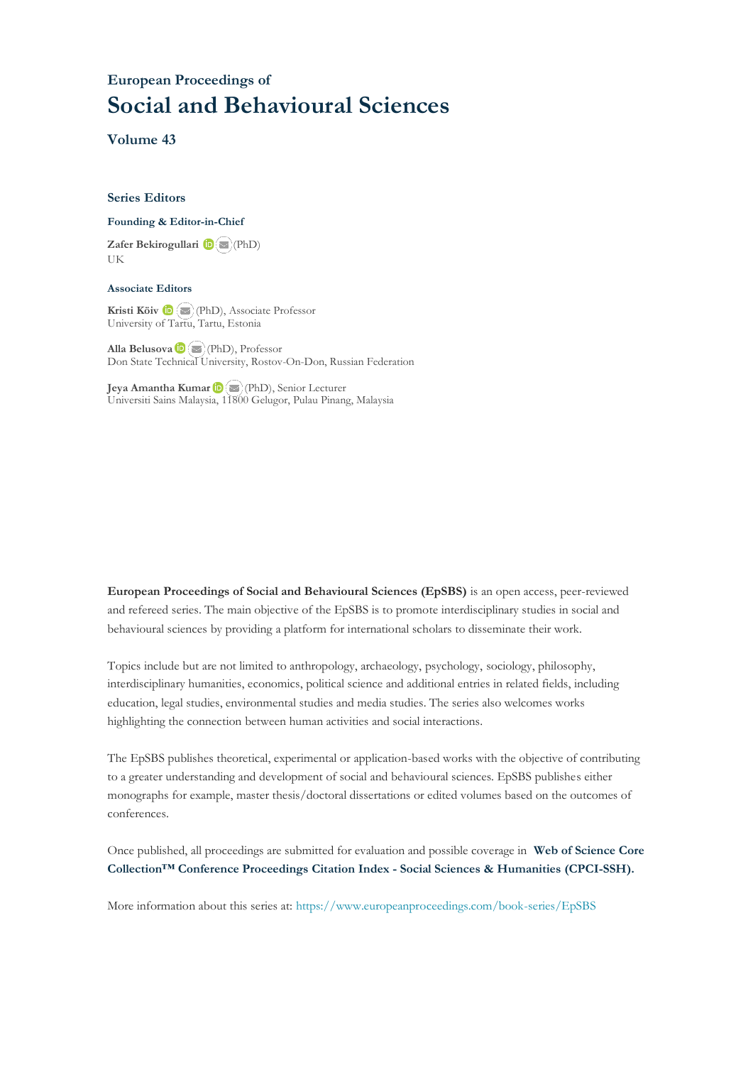## European Proceedings of

# Social and Behavioural Sciences

### Volume 43

### Series Editors

**Founding & Editor-in-Chief**

**Zafer Bekirogullari** (PhD)
UK

**Associate Editors**

**Kristi Köiv** (PhD), Associate Professor
University of Tartu, Tartu, Estonia

**Alla Belusova** (PhD), Professor
Don State Technical University, Rostov-On-Don, Russian Federation

**Jeya Amantha Kumar** (PhD), Senior Lecturer
Universiti Sains Malaysia, 11800 Gelugor, Pulau Pinang, Malaysia

**European Proceedings of Social and Behavioural Sciences (EpSBS)** is an open access, peer-reviewed and refereed series. The main objective of the EpSBS is to promote interdisciplinary studies in social and behavioural sciences by providing a platform for international scholars to disseminate their work.

Topics include but are not limited to anthropology, archaeology, psychology, sociology, philosophy, interdisciplinary humanities, economics, political science and additional entries in related fields, including education, legal studies, environmental studies and media studies. The series also welcomes works highlighting the connection between human activities and social interactions.

The EpSBS publishes theoretical, experimental or application-based works with the objective of contributing to a greater understanding and development of social and behavioural sciences. EpSBS publishes either monographs for example, master thesis/doctoral dissertations or edited volumes based on the outcomes of conferences.

Once published, all proceedings are submitted for evaluation and possible coverage in **Web of Science Core Collection™ Conference Proceedings Citation Index - Social Sciences & Humanities (CPCI-SSH).**

More information about this series at: https://www.europeanproceedings.com/book-series/EpSBS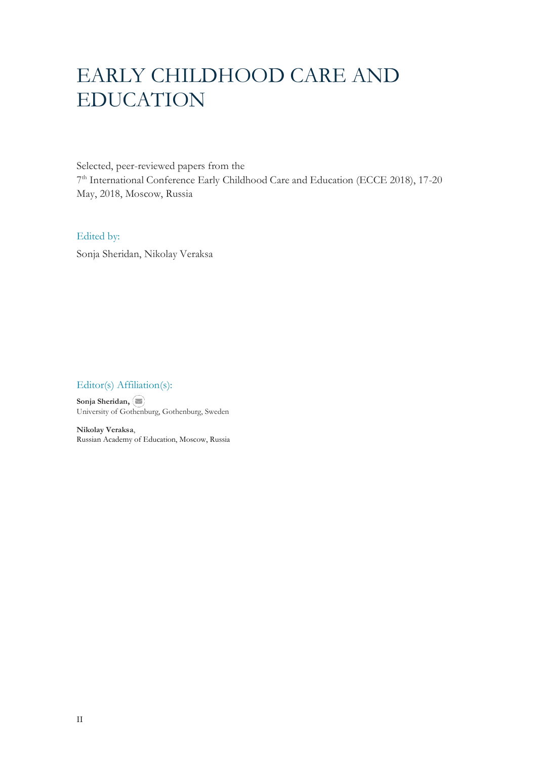# EARLY CHILDHOOD CARE AND EDUCATION

Selected, peer-reviewed papers from the
7th International Conference Early Childhood Care and Education (ECCE 2018), 17-20 May, 2018, Moscow, Russia

Edited by:

Sonja Sheridan, Nikolay Veraksa

Editor(s) Affiliation(s):

**Sonja Sheridan,**
University of Gothenburg, Gothenburg, Sweden

**Nikolay Veraksa**,
Russian Academy of Education, Moscow, Russia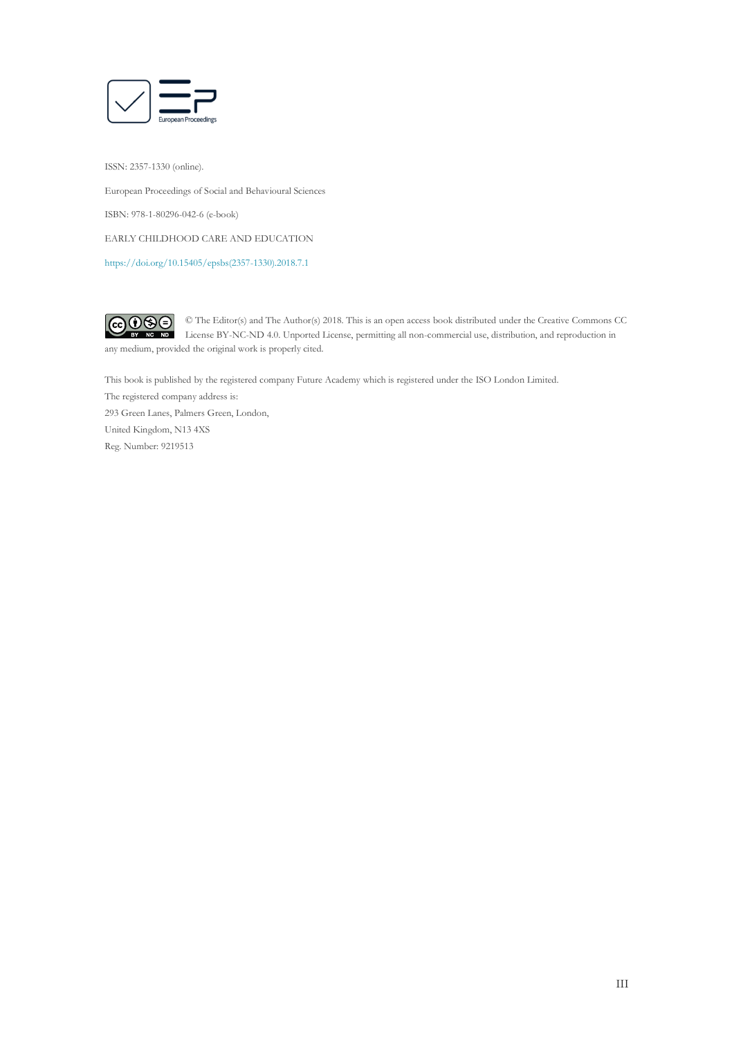ISSN: 2357-1330 (online).

European Proceedings of Social and Behavioural Sciences

ISBN: 978-1-80296-042-6 (e-book)

EARLY CHILDHOOD CARE AND EDUCATION

https://doi.org/10.15405/epsbs(2357-1330).2018.7.1

© The Editor(s) and The Author(s) 2018. This is an open access book distributed under the Creative Commons CC License BY-NC-ND 4.0. Unported License, permitting all non-commercial use, distribution, and reproduction in any medium, provided the original work is properly cited.

This book is published by the registered company Future Academy which is registered under the ISO London Limited.
The registered company address is:
293 Green Lanes, Palmers Green, London,
United Kingdom, N13 4XS
Reg. Number: 9219513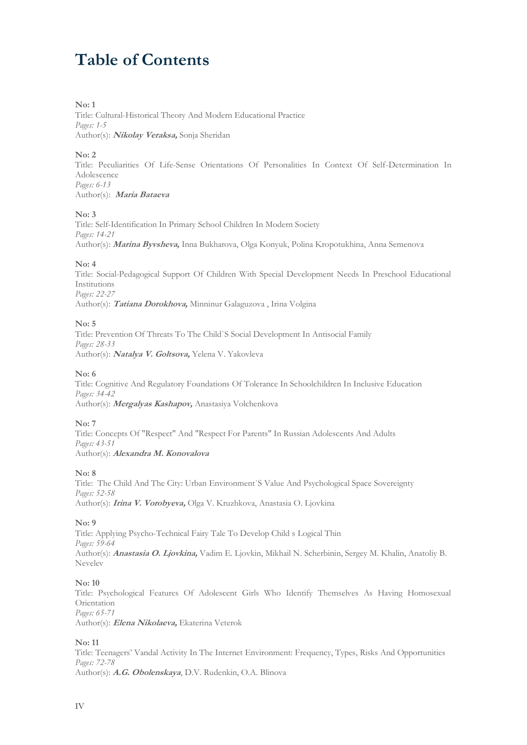# Table of Contents

**No: 1**
Title: Cultural-Historical Theory And Modern Educational Practice
*Pages: 1-5*
Author(s): ***Nikolay Veraksa,*** Sonja Sheridan

**No: 2**
Title: Peculiarities Of Life-Sense Orientations Of Personalities In Context Of Self-Determination In Adolescence
*Pages: 6-13*
Author(s): ***Maria Bataeva***

**No: 3**
Title: Self-Identification In Primary School Children In Modern Society
*Pages: 14-21*
Author(s): ***Marina Byvsheva,*** Inna Bukharova, Olga Konyuk, Polina Kropotukhina, Anna Semenova

**No: 4**
Title: Social-Pedagogical Support Of Children With Special Development Needs In Preschool Educational Institutions
*Pages: 22-27*
Author(s): ***Tatiana Dorokhova,*** Minninur Galaguzova , Irina Volgina

**No: 5**
Title: Prevention Of Threats To The Child`S Social Development In Antisocial Family
*Pages: 28-33*
Author(s): ***Natalya V. Goltsova,*** Yelena V. Yakovleva

**No: 6**
Title: Cognitive And Regulatory Foundations Of Tolerance In Schoolchildren In Inclusive Education
*Pages: 34-42*
Author(s): ***Mergalyas Kashapov,*** Anastasiya Volchenkova

**No: 7**
Title: Concepts Of "Respect" And "Respect For Parents" In Russian Adolescents And Adults
*Pages: 43-51*
Author(s): ***Alexandra M. Konovalova***

**No: 8**
Title: The Child And The City: Urban Environment`S Value And Psychological Space Sovereignty
*Pages: 52-58*
Author(s): ***Irina V. Vorobyeva,*** Olga V. Kruzhkova, Anastasia O. Ljovkina

**No: 9**
Title: Applying Psycho-Technical Fairy Tale To Develop Child s Logical Thin
*Pages: 59-64*
Author(s): ***Anastasia O. Ljovkina,*** Vadim E. Ljovkin, Mikhail N. Scherbinin, Sergey M. Khalin, Anatoliy B. Nevelev

**No: 10**
Title: Psychological Features Of Adolescent Girls Who Identify Themselves As Having Homosexual Orientation
*Pages: 65-71*
Author(s): ***Elena Nikolaeva,*** Ekaterina Veterok

**No: 11**
Title: Teenagers' Vandal Activity In The Internet Environment: Frequency, Types, Risks And Opportunities
*Pages: 72-78*
Author(s): ***A.G. Obolenskaya***, D.V. Rudenkin, O.A. Blinova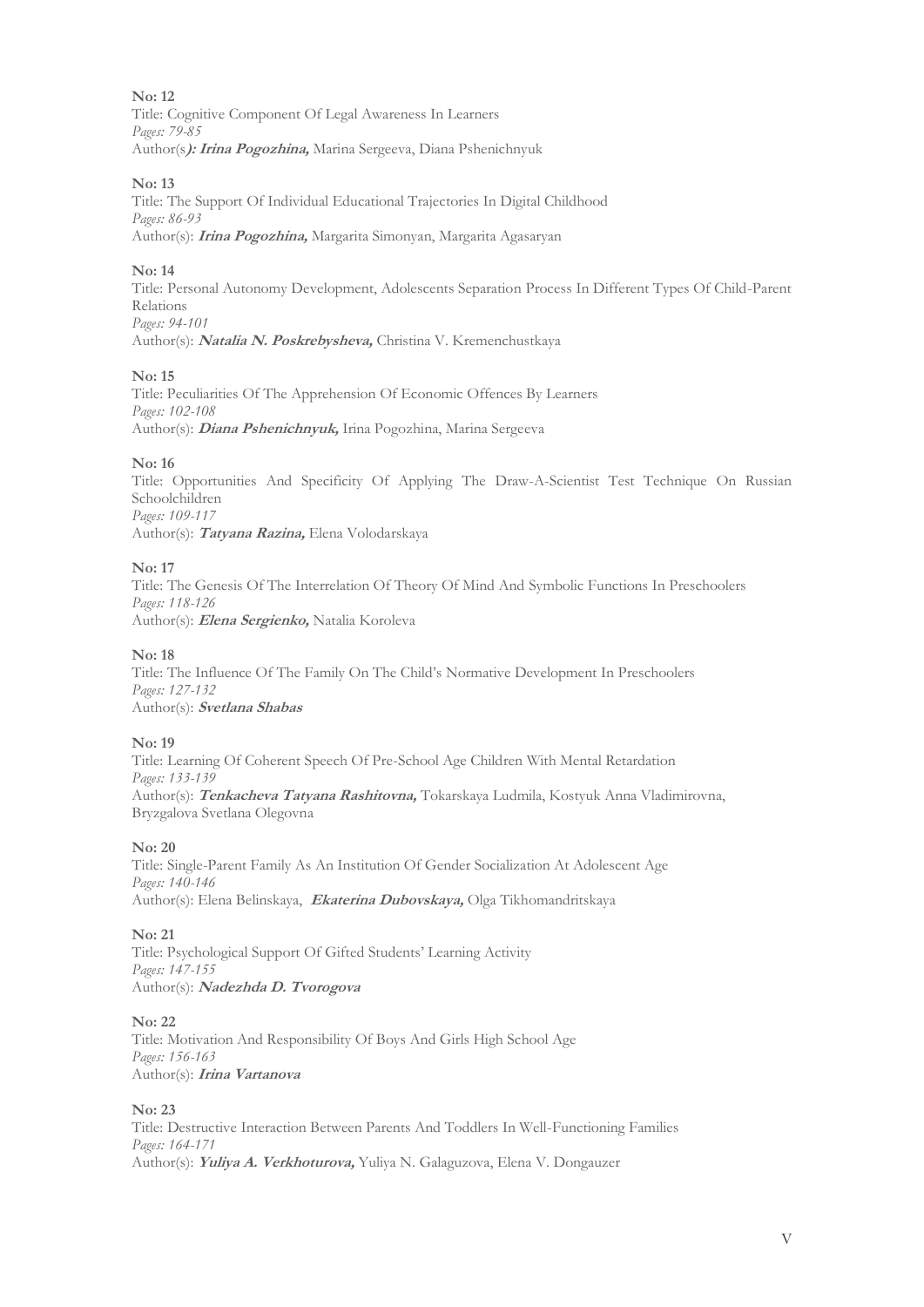**No: 12**
Title: Cognitive Component Of Legal Awareness In Learners
*Pages: 79-85*
Author(s): ***Irina Pogozhina,*** Marina Sergeeva, Diana Pshenichnyuk

**No: 13**
Title: The Support Of Individual Educational Trajectories In Digital Childhood
*Pages: 86-93*
Author(s): ***Irina Pogozhina,*** Margarita Simonyan, Margarita Agasaryan

**No: 14**
Title: Personal Autonomy Development, Adolescents Separation Process In Different Types Of Child-Parent Relations
*Pages: 94-101*
Author(s): ***Natalia N. Poskrebysheva,*** Christina V. Kremenchustkaya

**No: 15**
Title: Peculiarities Of The Apprehension Of Economic Offences By Learners
*Pages: 102-108*
Author(s): ***Diana Pshenichnyuk,*** Irina Pogozhina, Marina Sergeeva

**No: 16**
Title: Opportunities And Specificity Of Applying The Draw-A-Scientist Test Technique On Russian Schoolchildren
*Pages: 109-117*
Author(s): ***Tatyana Razina,*** Elena Volodarskaya

**No: 17**
Title: The Genesis Of The Interrelation Of Theory Of Mind And Symbolic Functions In Preschoolers
*Pages: 118-126*
Author(s): ***Elena Sergienko,*** Natalia Koroleva

**No: 18**
Title: The Influence Of The Family On The Child's Normative Development In Preschoolers
*Pages: 127-132*
Author(s): ***Svetlana Shabas***

**No: 19**
Title: Learning Of Coherent Speech Of Pre-School Age Children With Mental Retardation
*Pages: 133-139*
Author(s): ***Tenkacheva Tatyana Rashitovna,*** Tokarskaya Ludmila, Kostyuk Anna Vladimirovna, Bryzgalova Svetlana Olegovna

**No: 20**
Title: Single-Parent Family As An Institution Of Gender Socialization At Adolescent Age
*Pages: 140-146*
Author(s): Elena Belinskaya, ***Ekaterina Dubovskaya,*** Olga Tikhomandritskaya

**No: 21**
Title: Psychological Support Of Gifted Students' Learning Activity
*Pages: 147-155*
Author(s): ***Nadezhda D. Tvorogova***

**No: 22**
Title: Motivation And Responsibility Of Boys And Girls High School Age
*Pages: 156-163*
Author(s): ***Irina Vartanova***

**No: 23**
Title: Destructive Interaction Between Parents And Toddlers In Well-Functioning Families
*Pages: 164-171*
Author(s): ***Yuliya A. Verkhoturova,*** Yuliya N. Galaguzova, Elena V. Dongauzer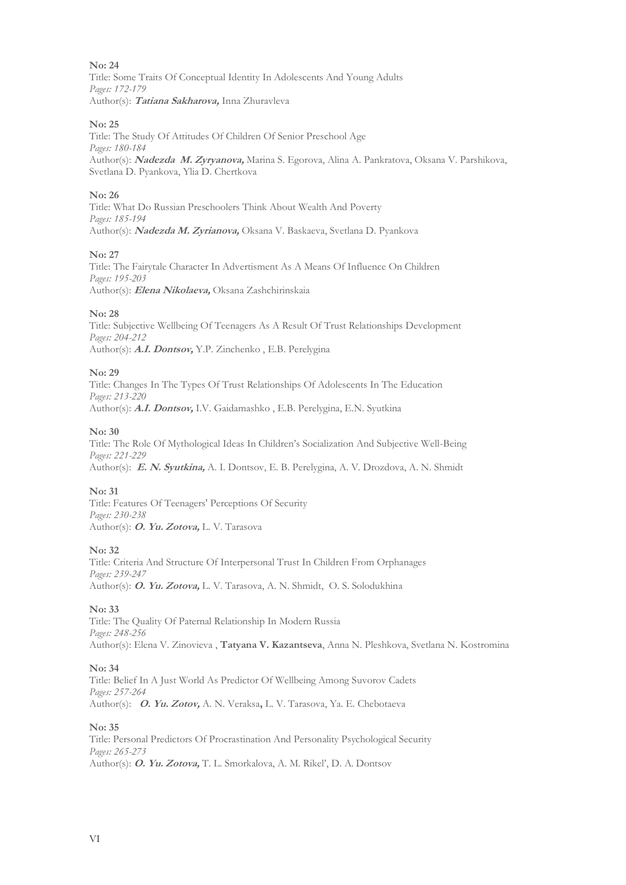**No: 24**
Title: Some Traits Of Conceptual Identity In Adolescents And Young Adults
*Pages: 172-179*
Author(s): ***Tatiana Sakharova,*** Inna Zhuravleva

**No: 25**
Title: The Study Of Attitudes Of Children Of Senior Preschool Age
*Pages: 180-184*
Author(s): ***Nadezda M. Zyryanova,*** Marina S. Egorova, Alina A. Pankratova, Oksana V. Parshikova, Svetlana D. Pyankova, Ylia D. Chertkova

**No: 26**
Title: What Do Russian Preschoolers Think About Wealth And Poverty
*Pages: 185-194*
Author(s): ***Nadezda M. Zyrianova,*** Oksana V. Baskaeva, Svetlana D. Pyankova

**No: 27**
Title: The Fairytale Character In Advertisment As A Means Of Influence On Children
*Pages: 195-203*
Author(s): ***Elena Nikolaeva,*** Oksana Zashchirinskaia

**No: 28**
Title: Subjective Wellbeing Of Teenagers As A Result Of Trust Relationships Development
*Pages: 204-212*
Author(s): ***A.I. Dontsov,*** Y.P. Zinchenko , E.B. Perelygina

**No: 29**
Title: Changes In The Types Of Trust Relationships Of Adolescents In The Education
*Pages: 213-220*
Author(s): ***A.I. Dontsov,*** I.V. Gaidamashko , E.B. Perelygina, E.N. Syutkina

**No: 30**
Title: The Role Of Mythological Ideas In Children's Socialization And Subjective Well-Being
*Pages: 221-229*
Author(s): ***E. N. Syutkina,*** A. I. Dontsov, E. B. Perelygina, A. V. Drozdova, A. N. Shmidt

**No: 31**
Title: Features Of Teenagers' Perceptions Of Security
*Pages: 230-238*
Author(s): ***O. Yu. Zotova,*** L. V. Tarasova

**No: 32**
Title: Criteria And Structure Of Interpersonal Trust In Children From Orphanages
*Pages: 239-247*
Author(s): ***O. Yu. Zotova,*** L. V. Tarasova, A. N. Shmidt, O. S. Solodukhina

**No: 33**
Title: The Quality Of Paternal Relationship In Modern Russia
*Pages: 248-256*
Author(s): Elena V. Zinovieva , **Tatyana V. Kazantseva**, Anna N. Pleshkova, Svetlana N. Kostromina

**No: 34**
Title: Belief In A Just World As Predictor Of Wellbeing Among Suvorov Cadets
*Pages: 257-264*
Author(s): ***O. Yu. Zotov,*** A. N. Veraksa**,** L. V. Tarasova, Ya. E. Chebotaeva

**No: 35**
Title: Personal Predictors Of Procrastination And Personality Psychological Security
*Pages: 265-273*
Author(s): ***O. Yu. Zotova,*** T. L. Smorkalova, A. M. Rikel', D. A. Dontsov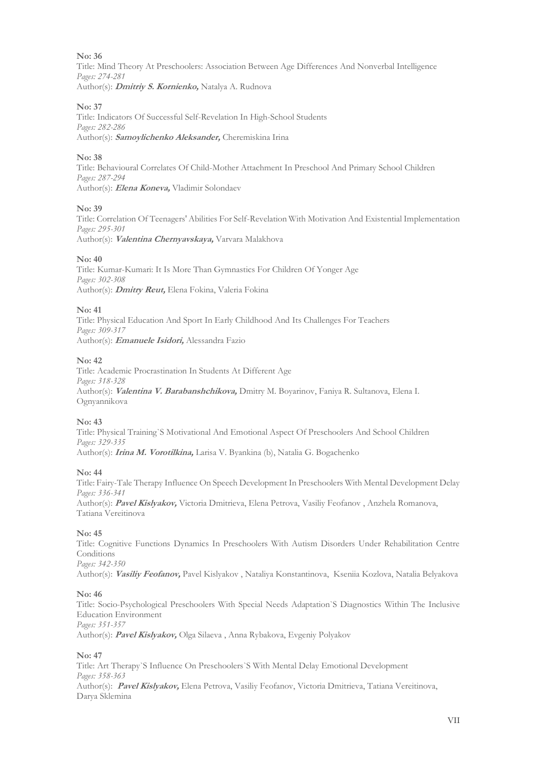**No: 36**
Title: Mind Theory At Preschoolers: Association Between Age Differences And Nonverbal Intelligence
*Pages: 274-281*
Author(s): ***Dmitriy S. Kornienko,*** Natalya A. Rudnova

**No: 37**
Title: Indicators Of Successful Self-Revelation In High-School Students
*Pages: 282-286*
Author(s): ***Samoylichenko Aleksander,*** Cheremiskina Irina

**No: 38**
Title: Behavioural Correlates Of Child-Mother Attachment In Preschool And Primary School Children
*Pages: 287-294*
Author(s): ***Elena Koneva,*** Vladimir Solondaev

**No: 39**
Title: Correlation Of Teenagers' Abilities For Self-Revelation With Motivation And Existential Implementation
*Pages: 295-301*
Author(s): ***Valentina Chernyavskaya,*** Varvara Malakhova

**No: 40**
Title: Kumar-Kumari: It Is More Than Gymnastics For Children Of Yonger Age
*Pages: 302-308*
Author(s): ***Dmitry Reut,*** Elena Fokina, Valeria Fokina

**No: 41**
Title: Physical Education And Sport In Early Childhood And Its Challenges For Teachers
*Pages: 309-317*
Author(s): ***Emanuele Isidori,*** Alessandra Fazio

**No: 42**
Title: Academic Procrastination In Students At Different Age
*Pages: 318-328*
Author(s): ***Valentina V. Barabanshchikova,*** Dmitry M. Boyarinov, Faniya R. Sultanova, Elena I. Ognyannikova

**No: 43**
Title: Physical Training`S Motivational And Emotional Aspect Of Preschoolers And School Children
*Pages: 329-335*
Author(s): ***Irina M. Vorotilkina,*** Larisa V. Byankina (b), Natalia G. Bogachenko

**No: 44**
Title: Fairy-Tale Therapy Influence On Speech Development In Preschoolers With Mental Development Delay
*Pages: 336-341*
Author(s): ***Pavel Kislyakov,*** Victoria Dmitrieva, Elena Petrova, Vasiliy Feofanov , Anzhela Romanova, Tatiana Vereitinova

**No: 45**
Title: Cognitive Functions Dynamics In Preschoolers With Autism Disorders Under Rehabilitation Centre Conditions
*Pages: 342-350*
Author(s): ***Vasiliy Feofanov,*** Pavel Kislyakov , Nataliya Konstantinova, Kseniia Kozlova, Natalia Belyakova

**No: 46**
Title: Socio-Psychological Preschoolers With Special Needs Adaptation`S Diagnostics Within The Inclusive Education Environment
*Pages: 351-357*
Author(s): ***Pavel Kislyakov,*** Olga Silaeva , Anna Rybakova, Evgeniy Polyakov

**No: 47**
Title: Art Therapy`S Influence On Preschoolers`S With Mental Delay Emotional Development
*Pages: 358-363*
Author(s): ***Pavel Kislyakov,*** Elena Petrova, Vasiliy Feofanov, Victoria Dmitrieva, Tatiana Vereitinova, Darya Sklemina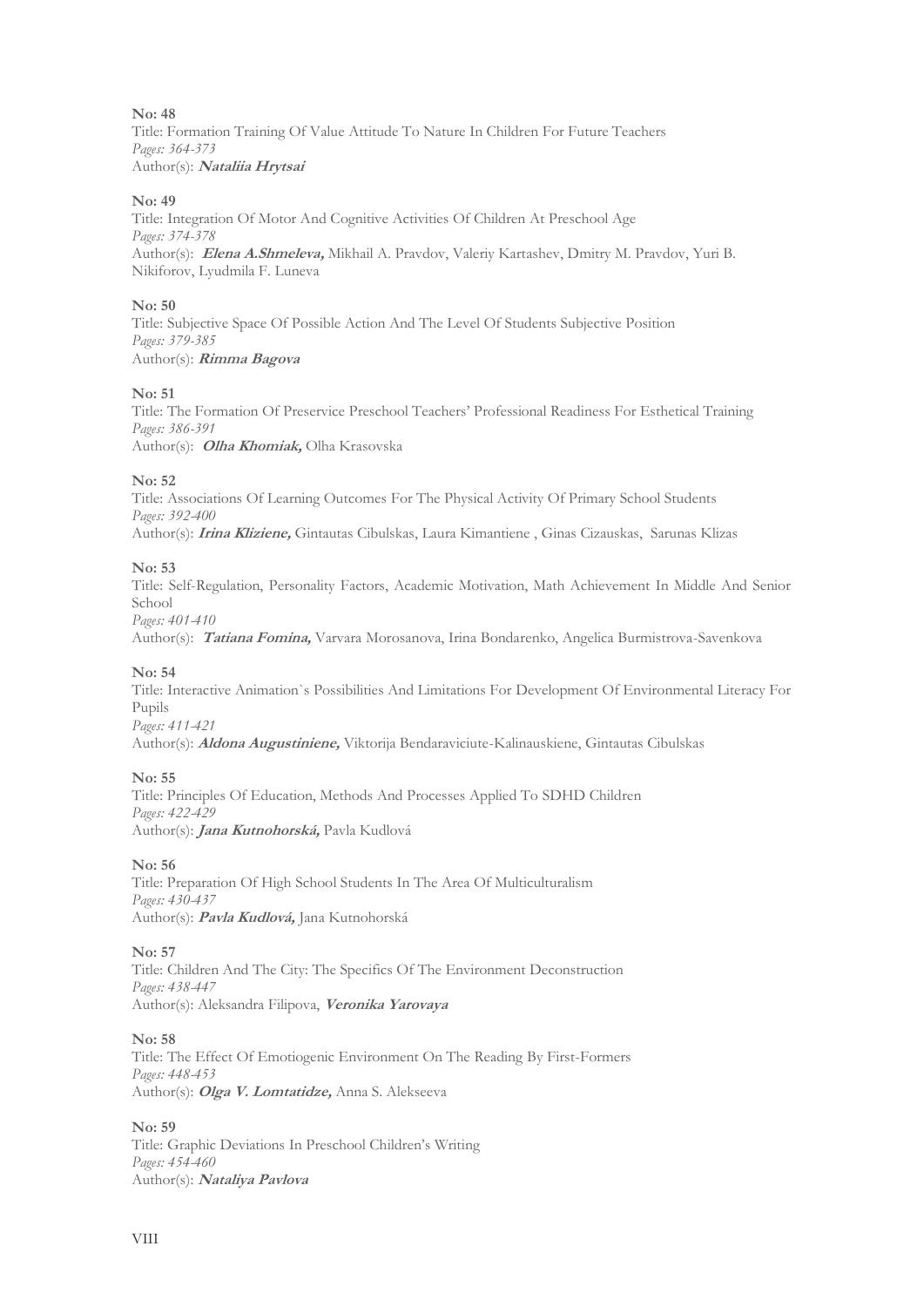**No: 48**
Title: Formation Training Of Value Attitude To Nature In Children For Future Teachers
*Pages: 364-373*
Author(s): ***Nataliia Hrytsai***

**No: 49**
Title: Integration Of Motor And Cognitive Activities Of Children At Preschool Age
*Pages: 374-378*
Author(s): ***Elena A.Shmeleva,*** Mikhail A. Pravdov, Valeriy Kartashev, Dmitry M. Pravdov, Yuri B. Nikiforov, Lyudmila F. Luneva

**No: 50**
Title: Subjective Space Of Possible Action And The Level Of Students Subjective Position
*Pages: 379-385*
Author(s): ***Rimma Bagova***

**No: 51**
Title: The Formation Of Preservice Preschool Teachers' Professional Readiness For Esthetical Training
*Pages: 386-391*
Author(s): ***Olha Khomiak,*** Olha Krasovska

**No: 52**
Title: Associations Of Learning Outcomes For The Physical Activity Of Primary School Students
*Pages: 392-400*
Author(s): ***Irina Kliziene,*** Gintautas Cibulskas, Laura Kimantiene , Ginas Cizauskas, Sarunas Klizas

**No: 53**
Title: Self-Regulation, Personality Factors, Academic Motivation, Math Achievement In Middle And Senior School
*Pages: 401-410*
Author(s): ***Tatiana Fomina,*** Varvara Morosanova, Irina Bondarenko, Angelica Burmistrova-Savenkova

**No: 54**
Title: Interactive Animation`s Possibilities And Limitations For Development Of Environmental Literacy For Pupils
*Pages: 411-421*
Author(s): ***Aldona Augustiniene,*** Viktorija Bendaraviciute-Kalinauskiene, Gintautas Cibulskas

**No: 55**
Title: Principles Of Education, Methods And Processes Applied To SDHD Children
*Pages: 422-429*
Author(s): ***Jana Kutnohorská,*** Pavla Kudlová

**No: 56**
Title: Preparation Of High School Students In The Area Of Multiculturalism
*Pages: 430-437*
Author(s): ***Pavla Kudlová,*** Jana Kutnohorská

**No: 57**
Title: Children And The City: The Specifics Of The Environment Deconstruction
*Pages: 438-447*
Author(s): Aleksandra Filipova, ***Veronika Yarovaya***

**No: 58**
Title: The Effect Of Emotiogenic Environment On The Reading By First-Formers
*Pages: 448-453*
Author(s): ***Olga V. Lomtatidze,*** Anna S. Alekseeva

**No: 59**
Title: Graphic Deviations In Preschool Children's Writing
*Pages: 454-460*
Author(s): ***Nataliya Pavlova***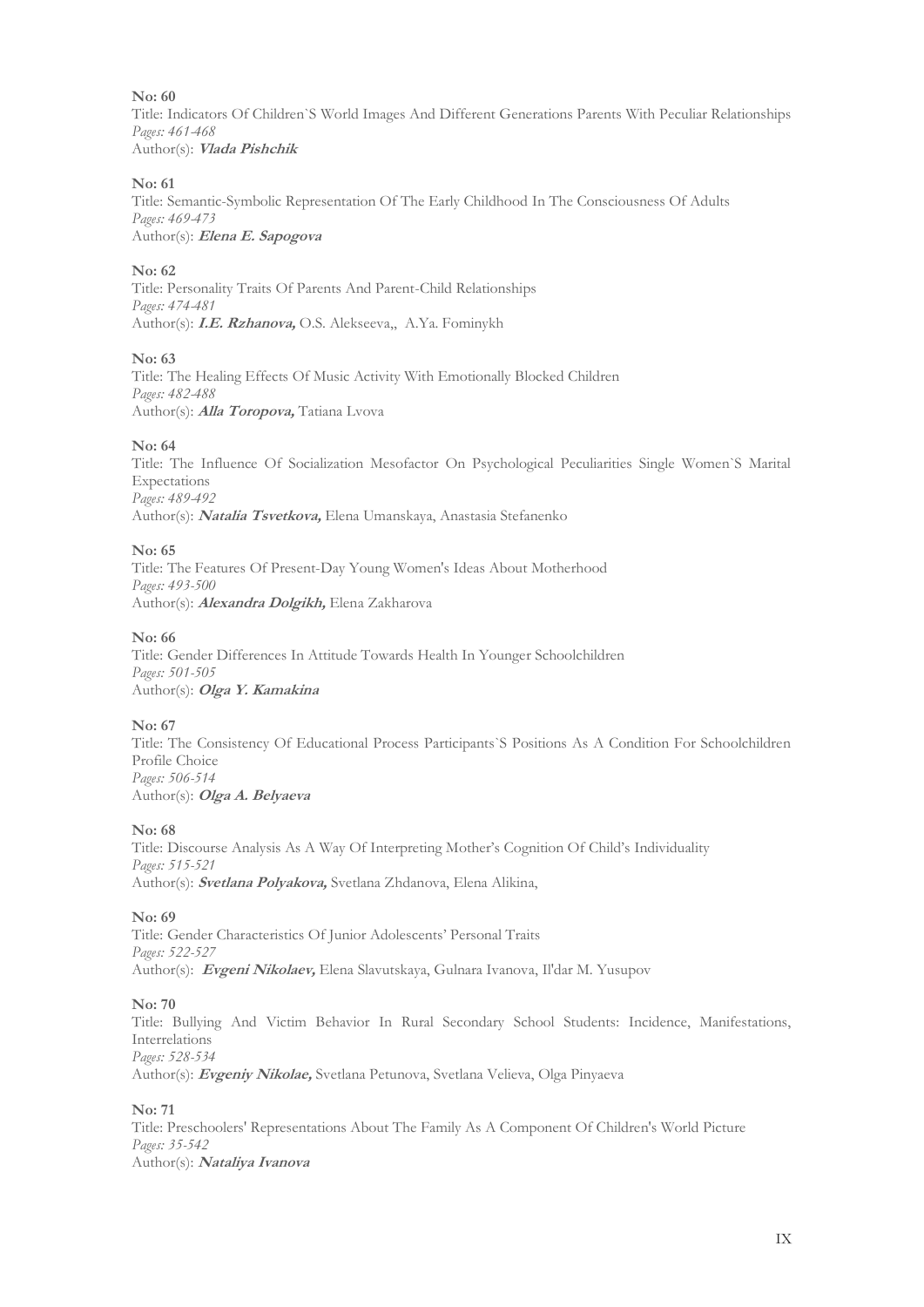**No: 60**
Title: Indicators Of Children`S World Images And Different Generations Parents With Peculiar Relationships
*Pages: 461-468*
Author(s): ***Vlada Pishchik***

**No: 61**
Title: Semantic-Symbolic Representation Of The Early Childhood In The Consciousness Of Adults
*Pages: 469-473*
Author(s): ***Elena E. Sapogova***

**No: 62**
Title: Personality Traits Of Parents And Parent-Child Relationships
*Pages: 474-481*
Author(s): ***I.E. Rzhanova,*** O.S. Alekseeva,, A.Ya. Fominykh

**No: 63**
Title: The Healing Effects Of Music Activity With Emotionally Blocked Children
*Pages: 482-488*
Author(s): ***Alla Toropova,*** Tatiana Lvova

**No: 64**
Title: The Influence Of Socialization Mesofactor On Psychological Peculiarities Single Women`S Marital Expectations
*Pages: 489-492*
Author(s): ***Natalia Tsvetkova,*** Elena Umanskaya, Anastasia Stefanenko

**No: 65**
Title: The Features Of Present-Day Young Women's Ideas About Motherhood
*Pages: 493-500*
Author(s): ***Alexandra Dolgikh,*** Elena Zakharova

**No: 66**
Title: Gender Differences In Attitude Towards Health In Younger Schoolchildren
*Pages: 501-505*
Author(s): ***Olga Y. Kamakina***

**No: 67**
Title: The Consistency Of Educational Process Participants`S Positions As A Condition For Schoolchildren Profile Choice
*Pages: 506-514*
Author(s): ***Olga A. Belyaeva***

**No: 68**
Title: Discourse Analysis As A Way Of Interpreting Mother's Cognition Of Child's Individuality
*Pages: 515-521*
Author(s): ***Svetlana Polyakova,*** Svetlana Zhdanova, Elena Alikina,

**No: 69**
Title: Gender Characteristics Of Junior Adolescents' Personal Traits
*Pages: 522-527*
Author(s): ***Evgeni Nikolaev,*** Elena Slavutskaya, Gulnara Ivanova, Il'dar M. Yusupov

**No: 70**
Title: Bullying And Victim Behavior In Rural Secondary School Students: Incidence, Manifestations, Interrelations
*Pages: 528-534*
Author(s): ***Evgeniy Nikolae,*** Svetlana Petunova, Svetlana Velieva, Olga Pinyaeva

**No: 71**
Title: Preschoolers' Representations About The Family As A Component Of Children's World Picture
*Pages: 35-542*
Author(s): ***Nataliya Ivanova***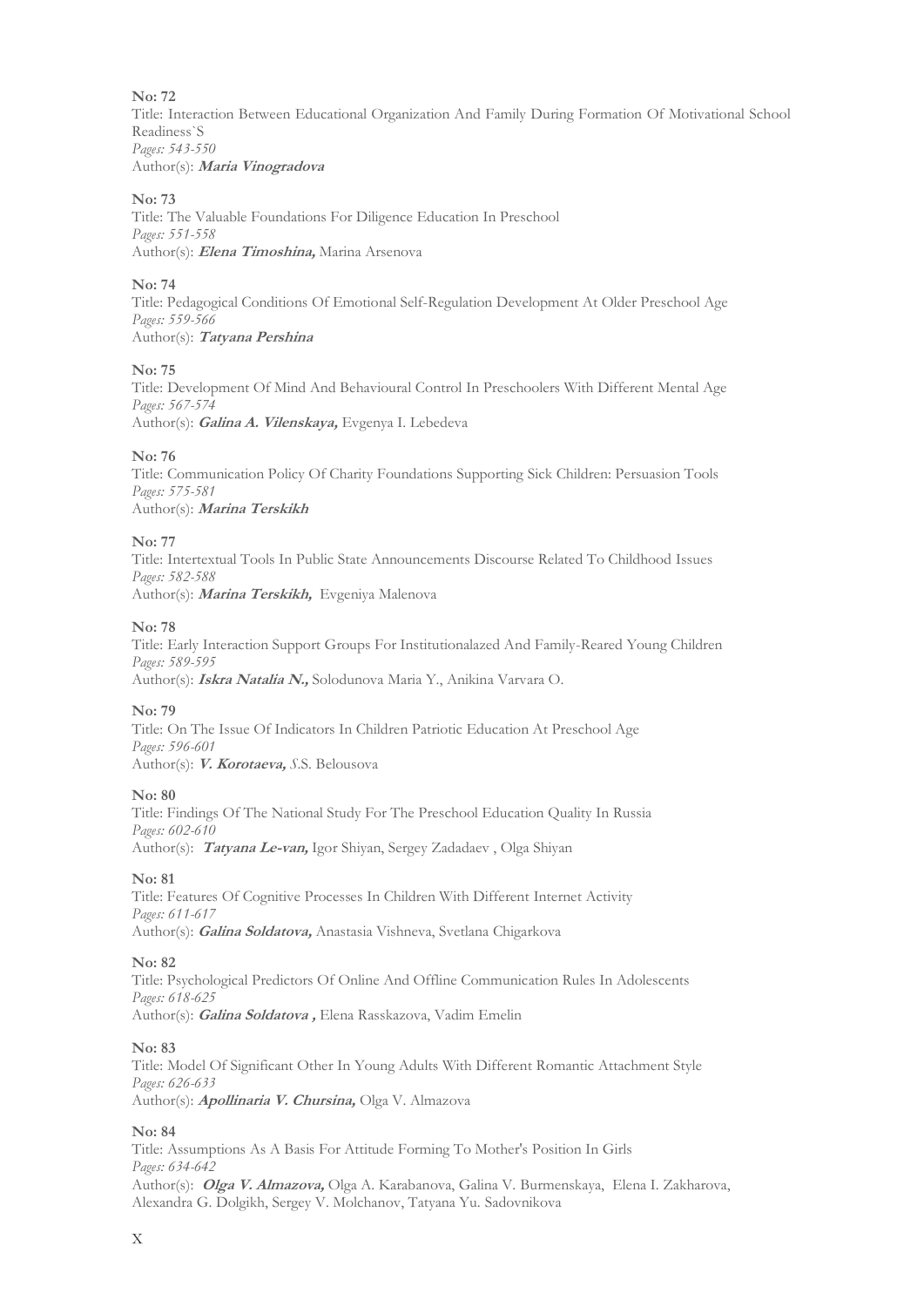**No: 72**
Title: Interaction Between Educational Organization And Family During Formation Of Motivational School Readiness`S
*Pages: 543-550*
Author(s): ***Maria Vinogradova***

**No: 73**
Title: The Valuable Foundations For Diligence Education In Preschool
*Pages: 551-558*
Author(s): ***Elena Timoshina,*** Marina Arsenova

**No: 74**
Title: Pedagogical Conditions Of Emotional Self-Regulation Development At Older Preschool Age
*Pages: 559-566*
Author(s): ***Tatyana Pershina***

**No: 75**
Title: Development Of Mind And Behavioural Control In Preschoolers With Different Mental Age
*Pages: 567-574*
Author(s): ***Galina A. Vilenskaya,*** Evgenya I. Lebedeva

**No: 76**
Title: Communication Policy Of Charity Foundations Supporting Sick Children: Persuasion Tools
*Pages: 575-581*
Author(s): ***Marina Terskikh***

**No: 77**
Title: Intertextual Tools In Public State Announcements Discourse Related To Childhood Issues
*Pages: 582-588*
Author(s): ***Marina Terskikh,*** Evgeniya Malenova

**No: 78**
Title: Early Interaction Support Groups For Institutionalazed And Family-Reared Young Children
*Pages: 589-595*
Author(s): ***Iskra Natalia N.,*** Solodunova Maria Y., Anikina Varvara O.

**No: 79**
Title: On The Issue Of Indicators In Children Patriotic Education At Preschool Age
*Pages: 596-601*
Author(s): ***V. Korotaeva,*** S.S. Belousova

**No: 80**
Title: Findings Of The National Study For The Preschool Education Quality In Russia
*Pages: 602-610*
Author(s): ***Tatyana Le-van,*** Igor Shiyan, Sergey Zadadaev , Olga Shiyan

**No: 81**
Title: Features Of Cognitive Processes In Children With Different Internet Activity
*Pages: 611-617*
Author(s): ***Galina Soldatova,*** Anastasia Vishneva, Svetlana Chigarkova

**No: 82**
Title: Psychological Predictors Of Online And Offline Communication Rules In Adolescents
*Pages: 618-625*
Author(s): ***Galina Soldatova ,*** Elena Rasskazova, Vadim Emelin

**No: 83**
Title: Model Of Significant Other In Young Adults With Different Romantic Attachment Style
*Pages: 626-633*
Author(s): ***Apollinaria V. Chursina,*** Olga V. Almazova

**No: 84**
Title: Assumptions As A Basis For Attitude Forming To Mother's Position In Girls
*Pages: 634-642*
Author(s): ***Olga V. Almazova,*** Olga A. Karabanova, Galina V. Burmenskaya, Elena I. Zakharova, Alexandra G. Dolgikh, Sergey V. Molchanov, Tatyana Yu. Sadovnikova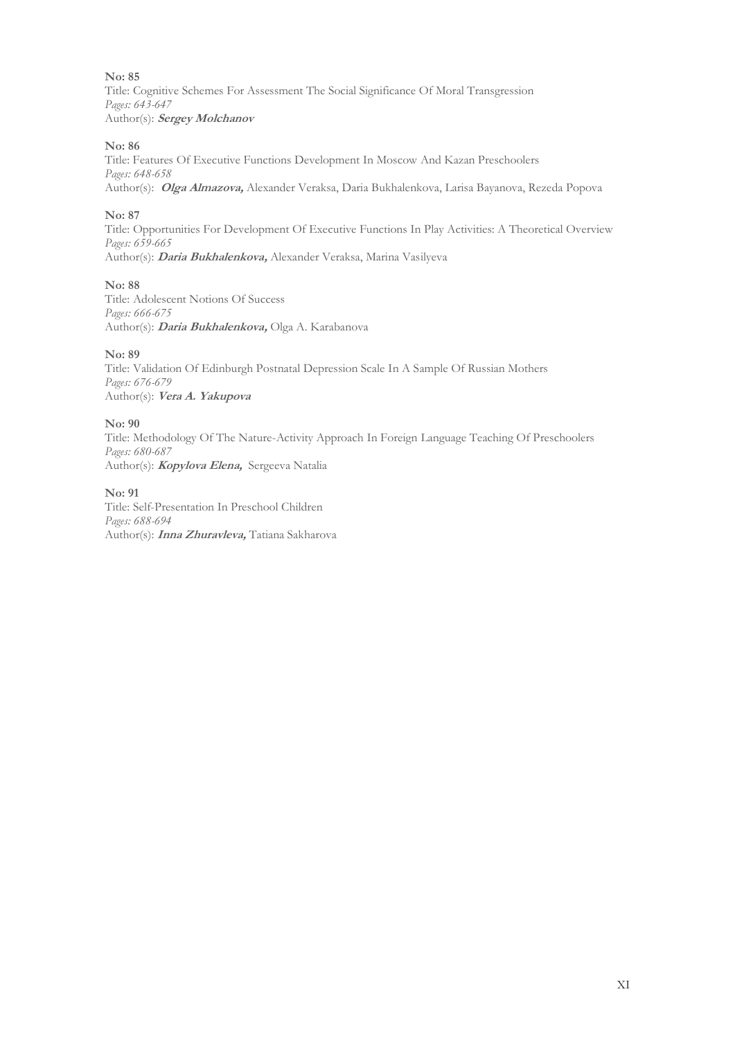**No: 85**
Title: Cognitive Schemes For Assessment The Social Significance Of Moral Transgression
*Pages: 643-647*
Author(s): ***Sergey Molchanov***

**No: 86**
Title: Features Of Executive Functions Development In Moscow And Kazan Preschoolers
*Pages: 648-658*
Author(s): ***Olga Almazova,*** Alexander Veraksa, Daria Bukhalenkova, Larisa Bayanova, Rezeda Popova

**No: 87**
Title: Opportunities For Development Of Executive Functions In Play Activities: A Theoretical Overview
*Pages: 659-665*
Author(s): ***Daria Bukhalenkova,*** Alexander Veraksa, Marina Vasilyeva

**No: 88**
Title: Adolescent Notions Of Success
*Pages: 666-675*
Author(s): ***Daria Bukhalenkova,*** Olga A. Karabanova

**No: 89**
Title: Validation Of Edinburgh Postnatal Depression Scale In A Sample Of Russian Mothers
*Pages: 676-679*
Author(s): ***Vera A. Yakupova***

**No: 90**
Title: Methodology Of The Nature-Activity Approach In Foreign Language Teaching Of Preschoolers
*Pages: 680-687*
Author(s): ***Kopylova Elena,*** Sergeeva Natalia

**No: 91**
Title: Self-Presentation In Preschool Children
*Pages: 688-694*
Author(s): ***Inna Zhuravleva,*** Tatiana Sakharova